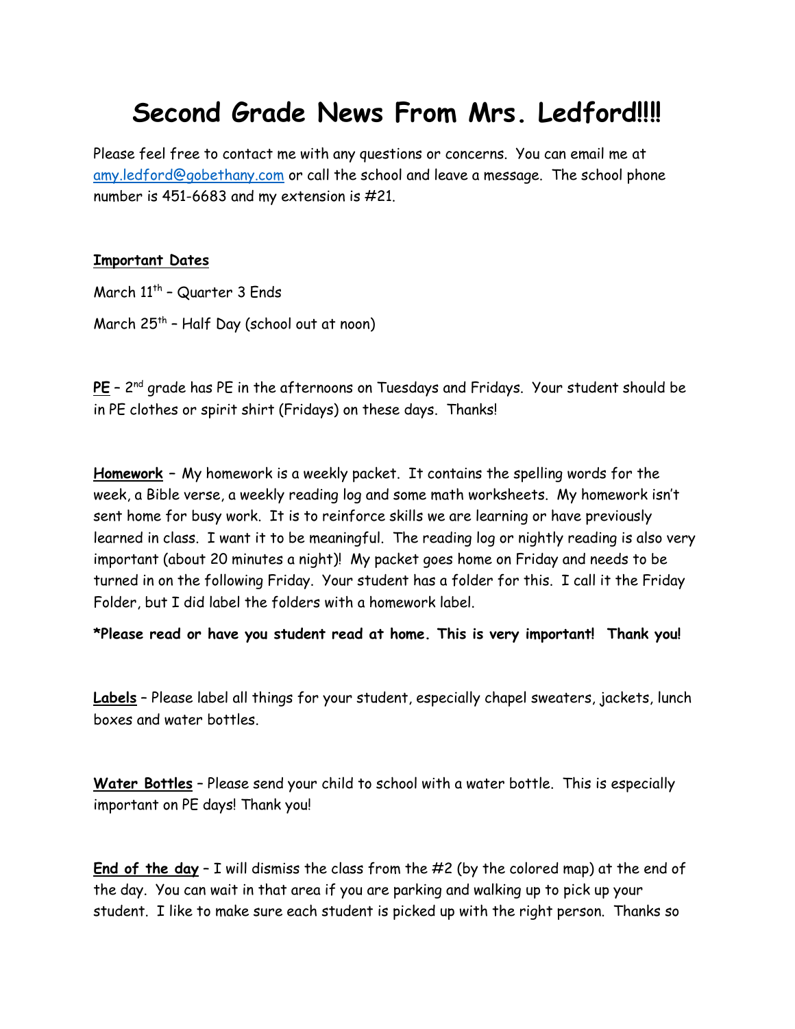# Second Grade News From Mrs. Ledford!!!!

Please feel free to contact me with any questions or concerns. You can email me at [amy.ledford@gobethany.com](mailto:amy.ledford@gobethany.com) or call the school and leave a message. The school phone number is 451-6683 and my extension is #21.

**Important Dates**

March 11th – Quarter 3 Ends

March 25th – Half Day (school out at noon)

**PE** – 2nd grade has PE in the afternoons on Tuesdays and Fridays. Your student should be in PE clothes or spirit shirt (Fridays) on these days. Thanks!

**Homework** – My homework is a weekly packet. It contains the spelling words for the week, a Bible verse, a weekly reading log and some math worksheets. My homework isn't sent home for busy work. It is to reinforce skills we are learning or have previously learned in class. I want it to be meaningful. The reading log or nightly reading is also very important (about 20 minutes a night)! My packet goes home on Friday and needs to be turned in on the following Friday. Your student has a folder for this. I call it the Friday Folder, but I did label the folders with a homework label.

**\*Please read or have you student read at home. This is very important! Thank you!**

**Labels** – Please label all things for your student, especially chapel sweaters, jackets, lunch boxes and water bottles.

**Water Bottles** – Please send your child to school with a water bottle. This is especially important on PE days! Thank you!

**End of the day** – I will dismiss the class from the #2 (by the colored map) at the end of the day. You can wait in that area if you are parking and walking up to pick up your student. I like to make sure each student is picked up with the right person. Thanks so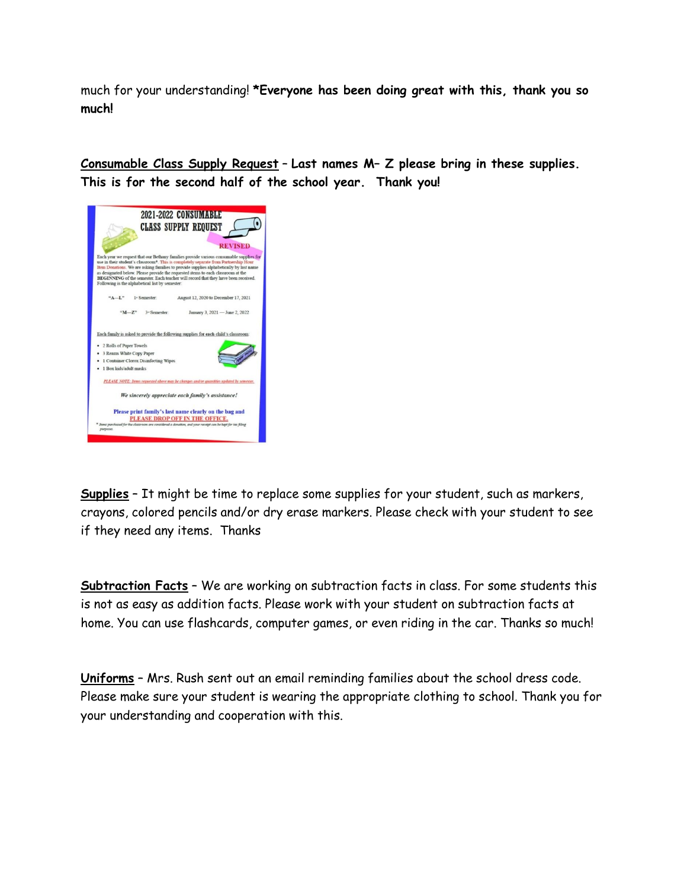much for your understanding! **\*Everyone has been doing great with this, thank you so much!**

**<u>Consumable Class Supply Request</u> – Last names M– Z please bring in these supplies. This is for the second half of the school year. Thank you!**

**2021-2022 CONSUMABLE CLASS SUPPLY REQUEST**

REVISED

Each year we request that our Bethany families provide various consumable supplies for use in their student's classroom*. This is completely separate from Partnership Hour Item Donations. We are asking families to provide supplies alphabetically by last name as designated below. Please provide the requested items to each classroom at the **BEGINNING** of the semester. Each teacher will record that they have been received. Following is the alphabetical list by semester:

"A—L" 1st Semester: August 12, 2020 to December 17, 2021

"M—Z" 2nd Semester: January 3, 2021 — June 2, 2022

Each family is asked to provide the following supplies for each child's classroom:

- 2 Rolls of Paper Towels
- 3 Reams White Copy Paper
- 1 Container Clorox Disinfecting Wipes
- 1 Box kids/adult masks

*PLEASE NOTE: Items requested above may be changes and/or quantities updated by semester.*

*We sincerely appreciate each family's assistance!*

**Please print family's last name clearly on the bag and PLEASE DROP OFF IN THE OFFICE.**

\* *Items purchased for the classroom are considered a donation, and your receipt can be kept for tax filing purposes.*

**<u>Supplies</u>** – It might be time to replace some supplies for your student, such as markers, crayons, colored pencils and/or dry erase markers. Please check with your student to see if they need any items. Thanks

**<u>Subtraction Facts</u>** – We are working on subtraction facts in class. For some students this is not as easy as addition facts. Please work with your student on subtraction facts at home. You can use flashcards, computer games, or even riding in the car. Thanks so much!

**<u>Uniforms</u>** – Mrs. Rush sent out an email reminding families about the school dress code. Please make sure your student is wearing the appropriate clothing to school. Thank you for your understanding and cooperation with this.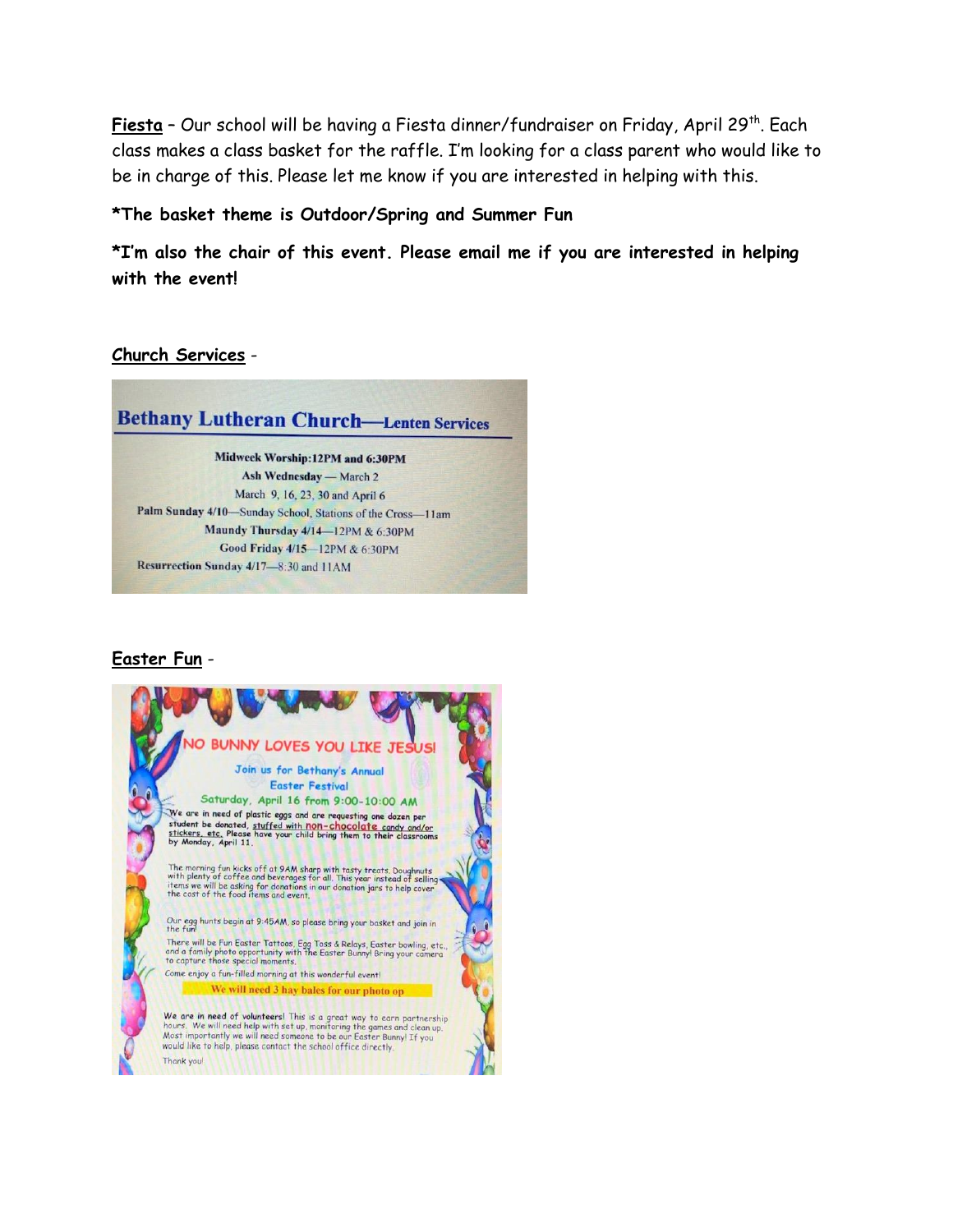**<u>Fiesta</u>** – Our school will be having a Fiesta dinner/fundraiser on Friday, April 29th. Each class makes a class basket for the raffle. I'm looking for a class parent who would like to be in charge of this. Please let me know if you are interested in helping with this.

**\*The basket theme is Outdoor/Spring and Summer Fun**

**\*I'm also the chair of this event. Please email me if you are interested in helping with the event!**

**<u>Church Services</u>** -

## Bethany Lutheran Church—Lenten Services

**Midweek Worship:12PM and 6:30PM**

**Ash Wednesday** — March 2

March 9, 16, 23, 30 and April 6

**Palm Sunday 4/10**—Sunday School, Stations of the Cross—11am

**Maundy Thursday 4/14**—12PM & 6:30PM

**Good Friday 4/15**—12PM & 6:30PM

**Resurrection Sunday 4/17**—8:30 and 11AM

**<u>Easter Fun</u>** -

## NO BUNNY LOVES YOU LIKE JESUS!

Join us for Bethany's Annual
Easter Festival
Saturday, April 16 from 9:00-10:00 AM

We are in need of plastic eggs and are requesting one dozen per student be donated, <u>stuffed with non-chocolate candy and/or stickers, etc.</u> Please have your child bring them to their classrooms by Monday, April 11.

The morning fun kicks off at 9AM sharp with tasty treats. Doughnuts with plenty of coffee and beverages for all. This year instead of selling items we will be asking for donations in our donation jars to help cover the cost of the food items and event.

Our egg hunts begin at 9:45AM, so please bring your basket and join in the fun!

There will be Fun Easter Tattoos, Egg Toss & Relays, Easter bowling, etc., and a family photo opportunity with the Easter Bunny! Bring your camera to capture those special moments.

Come enjoy a fun-filled morning at this wonderful event!

**We will need 3 hay bales for our photo op**

We are in need of volunteers! This is a great way to earn partnership hours. We will need help with set up, monitoring the games and clean up. Most importantly we will need someone to be our Easter Bunny! If you would like to help, please contact the school office directly.

Thank you!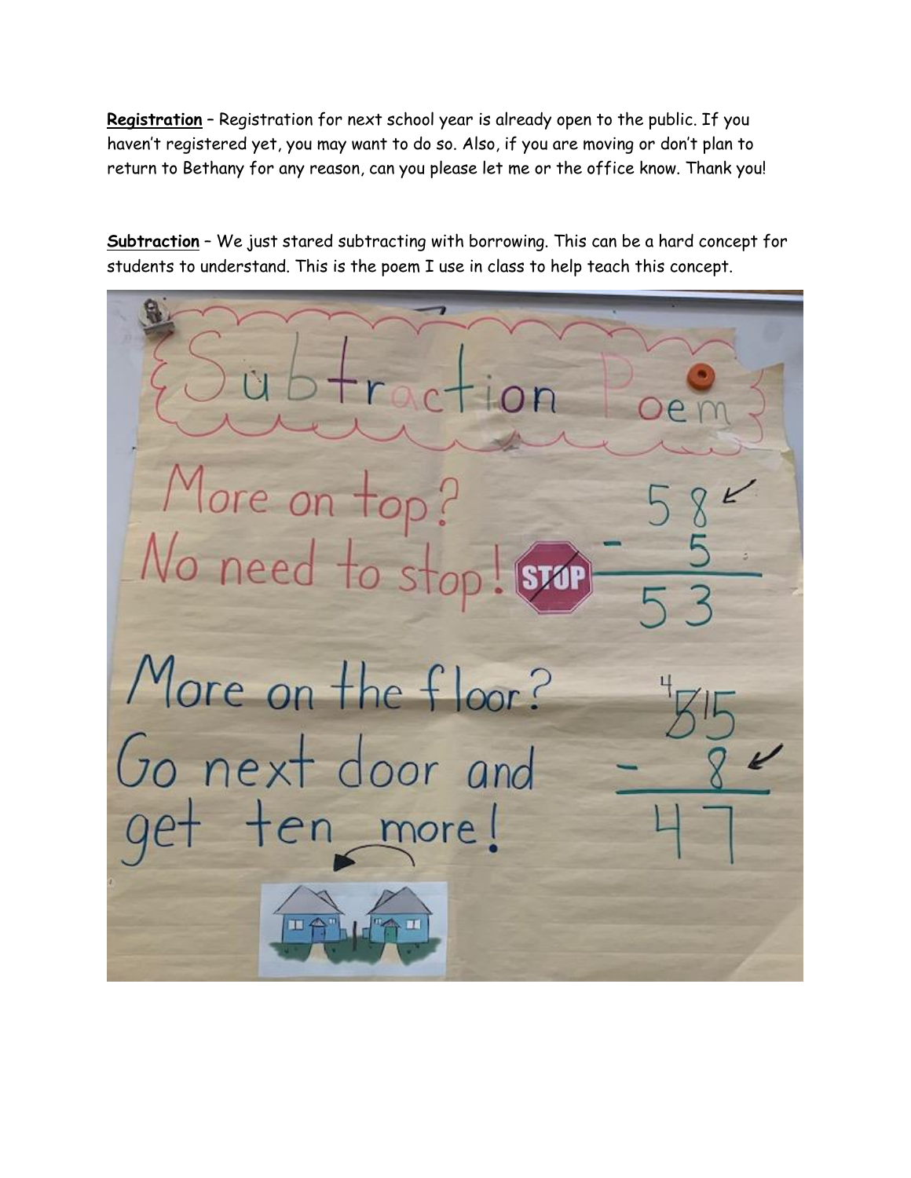**Registration** – Registration for next school year is already open to the public. If you haven't registered yet, you may want to do so. Also, if you are moving or don't plan to return to Bethany for any reason, can you please let me or the office know. Thank you!

**Subtraction** – We just stared subtracting with borrowing. This can be a hard concept for students to understand. This is the poem I use in class to help teach this concept.

Subtraction Poem

More on top?
No need to stop!

$$\begin{array}{r} 58 \\ -\ \ 5 \\ \hline 53 \end{array}$$

More on the floor?
Go next door and
get ten more!

$$\begin{array}{r} \overset{4}{\cancel{5}}\,{}^{1}5 \\ -\ \ 8 \\ \hline 47 \end{array}$$